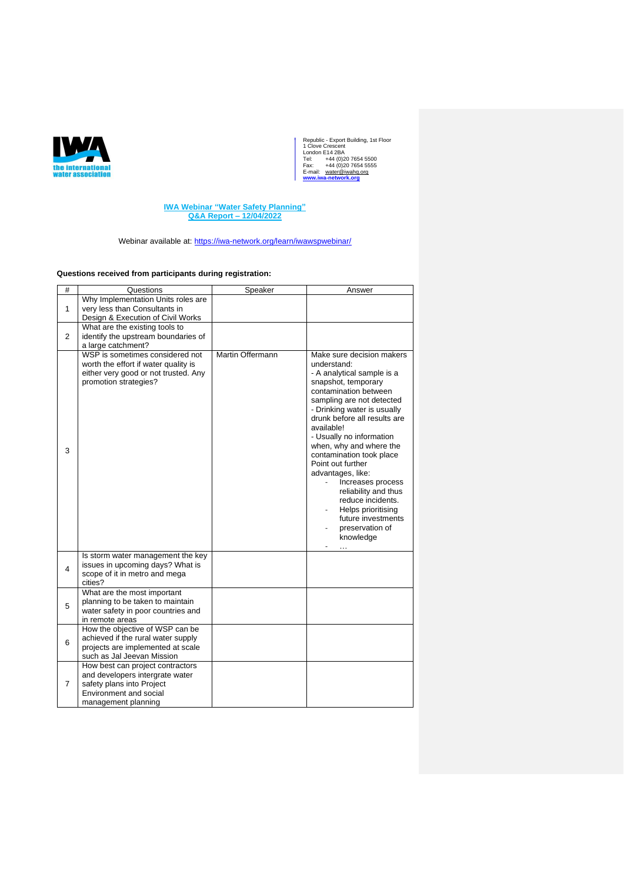the international water association

Republic - Export Building, 1st Floor
1 Clove Crescent
London E14 2BA
Tel: +44 (0)20 7654 5500
Fax: +44 (0)20 7654 5555
E-mail: water@iwahq.org
www.iwa-network.org

**IWA Webinar "Water Safety Planning"**
**Q&A Report – 12/04/2022**

Webinar available at: https://iwa-network.org/learn/iwawspwebinar/

**Questions received from participants during registration:**

| # | Questions | Speaker | Answer |
|---|---|---|---|
| 1 | Why Implementation Units roles are very less than Consultants in Design & Execution of Civil Works | | |
| 2 | What are the existing tools to identify the upstream boundaries of a large catchment? | | |
| 3 | WSP is sometimes considered not worth the effort if water quality is either very good or not trusted. Any promotion strategies? | Martin Offermann | Make sure decision makers understand:<br>- A analytical sample is a snapshot, temporary contamination between sampling are not detected<br>- Drinking water is usually drunk before all results are available!<br>- Usually no information when, why and where the contamination took place<br>Point out further advantages, like:<br>- Increases process reliability and thus reduce incidents.<br>- Helps prioritising future investments<br>- preservation of knowledge<br>- … |
| 4 | Is storm water management the key issues in upcoming days? What is scope of it in metro and mega cities? | | |
| 5 | What are the most important planning to be taken to maintain water safety in poor countries and in remote areas | | |
| 6 | How the objective of WSP can be achieved if the rural water supply projects are implemented at scale such as Jal Jeevan Mission | | |
| 7 | How best can project contractors and developers intergrate water safety plans into Project Environment and social management planning | | |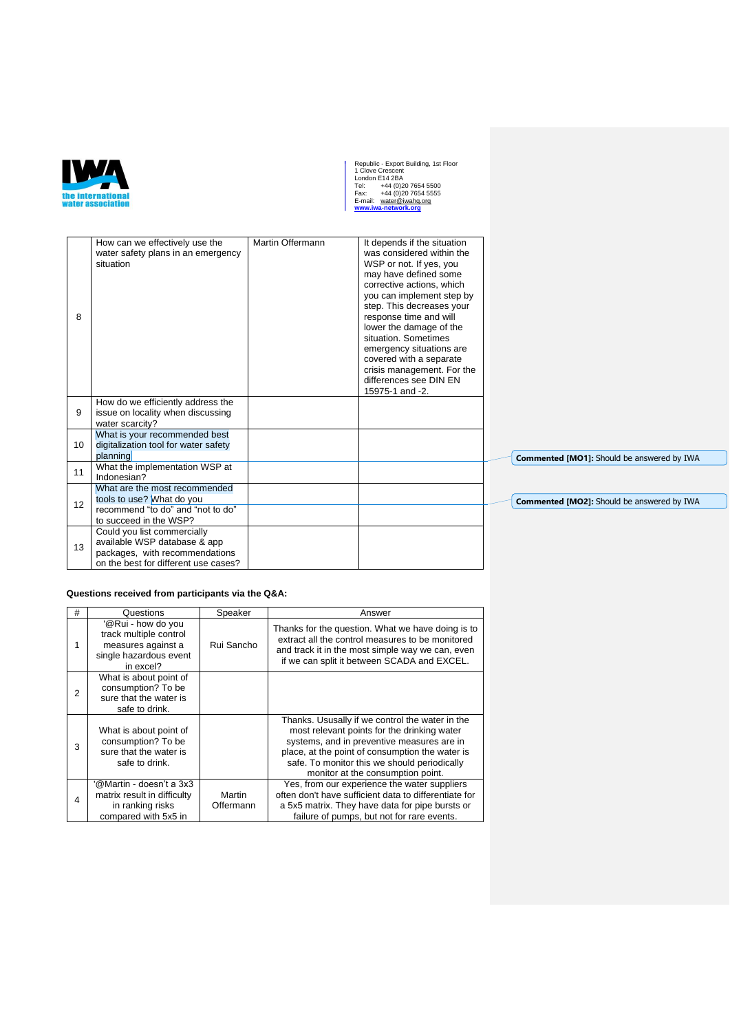| | | | |
|---|---|---|---|
| 8 | How can we effectively use the water safety plans in an emergency situation | Martin Offermann | It depends if the situation was considered within the WSP or not. If yes, you may have defined some corrective actions, which you can implement step by step. This decreases your response time and will lower the damage of the situation. Sometimes emergency situations are covered with a separate crisis management. For the differences see DIN EN 15975-1 and -2. |
| 9 | How do we efficiently address the issue on locality when discussing water scarcity? | | |
| 10 | What is your recommended best digitalization tool for water safety planning | | |
| 11 | What the implementation WSP at Indonesian? | | |
| 12 | What are the most recommended tools to use? What do you recommend "to do" and "not to do" to succeed in the WSP? | | |
| 13 | Could you list commercially available WSP database & app packages, with recommendations on the best for different use cases? | | |

Commented [MO1]: Should be answered by IWA

Commented [MO2]: Should be answered by IWA

**Questions received from participants via the Q&A:**

| # | Questions | Speaker | Answer |
|---|---|---|---|
| 1 | '@Rui - how do you track multiple control measures against a single hazardous event in excel? | Rui Sancho | Thanks for the question. What we have doing is to extract all the control measures to be monitored and track it in the most simple way we can, even if we can split it between SCADA and EXCEL. |
| 2 | What is about point of consumption? To be sure that the water is safe to drink. | | |
| 3 | What is about point of consumption? To be sure that the water is safe to drink. | | Thanks. Ususally if we control the water in the most relevant points for the drinking water systems, and in preventive measures are in place, at the point of consumption the water is safe. To monitor this we should periodically monitor at the consumption point. |
| 4 | '@Martin - doesn't a 3x3 matrix result in difficulty in ranking risks compared with 5x5 in | Martin Offermann | Yes, from our experience the water suppliers often don't have sufficient data to differentiate for a 5x5 matrix. They have data for pipe bursts or failure of pumps, but not for rare events. |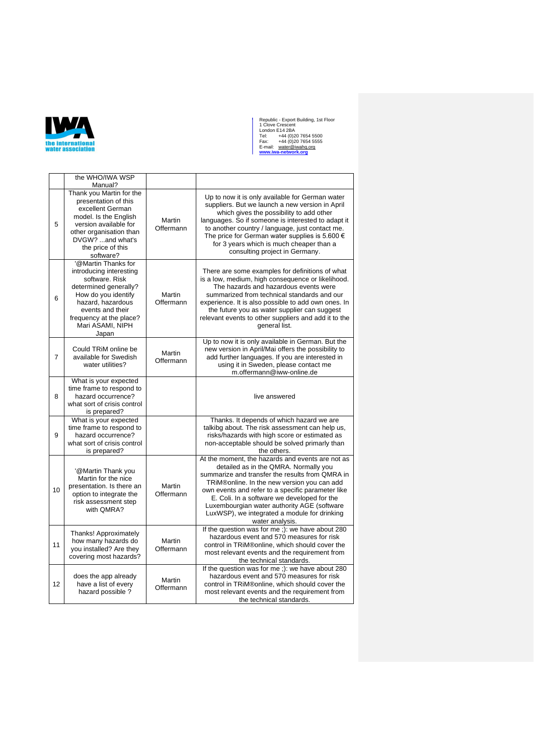| | the WHO/IWA WSP Manual? | | |
|---|---|---|---|
| 5 | Thank you Martin for the presentation of this excellent German model. Is the English version available for other organisation than DVGW? ...and what's the price of this software? | Martin Offermann | Up to now it is only available for German water suppliers. But we launch a new version in April which gives the possibility to add other languages. So if someone is interested to adapt it to another country / language, just contact me. The price for German water supplies is 5.600 € for 3 years which is much cheaper than a consulting project in Germany. |
| 6 | '@Martin Thanks for introducing interesting software. Risk determined generally? How do you identify hazard, hazardous events and their frequency at the place? Mari ASAMI, NIPH Japan | Martin Offermann | There are some examples for definitions of what is a low, medium, high consequence or likelihood. The hazards and hazardous events were summarized from technical standards and our experience. It is also possible to add own ones. In the future you as water supplier can suggest relevant events to other suppliers and add it to the general list. |
| 7 | Could TRiM online be available for Swedish water utilities? | Martin Offermann | Up to now it is only available in German. But the new version in April/Mai offers the possibility to add further languages. If you are interested in using it in Sweden, please contact me m.offermann@iww-online.de |
| 8 | What is your expected time frame to respond to hazard occurrence? what sort of crisis control is prepared? | | live answered |
| 9 | What is your expected time frame to respond to hazard occurrence? what sort of crisis control is prepared? | | Thanks. It depends of which hazard we are talkibg about. The risk assessment can help us, risks/hazards with high score or estimated as non-acceptable should be solved primarly than the others. |
| 10 | '@Martin Thank you Martin for the nice presentation. Is there an option to integrate the risk assessment step with QMRA? | Martin Offermann | At the moment, the hazards and events are not as detailed as in the QMRA. Normally you summarize and transfer the results from QMRA in TRiM®online. In the new version you can add own events and refer to a specific parameter like E. Coli. In a software we developed for the Luxembourgian water authority AGE (software LuxWSP), we integrated a module for drinking water analysis. |
| 11 | Thanks! Approximately how many hazards do you installed? Are they covering most hazards? | Martin Offermann | If the question was for me ;): we have about 280 hazardous event and 570 measures for risk control in TRiM®online, which should cover the most relevant events and the requirement from the technical standards. |
| 12 | does the app already have a list of every hazard possible ? | Martin Offermann | If the question was for me ;): we have about 280 hazardous event and 570 measures for risk control in TRiM®online, which should cover the most relevant events and the requirement from the technical standards. |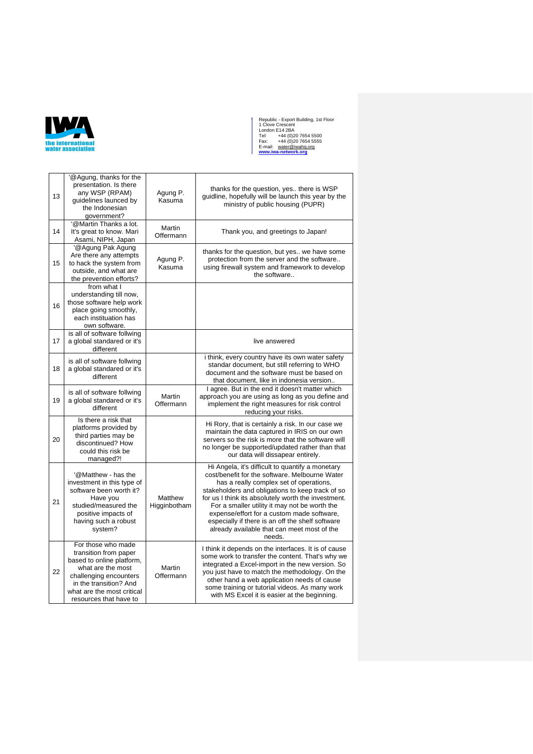| 13 | '@Agung, thanks for the presentation. Is there any WSP (RPAM) guidelines launced by the Indonesian government? | Agung P. Kasuma | thanks for the question, yes.. there is WSP guidline, hopefully will be launch this year by the ministry of public housing (PUPR) |
|---|---|---|---|
| 14 | '@Martin Thanks a lot. It's great to know. Mari Asami, NIPH, Japan | Martin Offermann | Thank you, and greetings to Japan! |
| 15 | '@Agung Pak Agung Are there any attempts to hack the system from outside, and what are the prevention efforts? | Agung P. Kasuma | thanks for the question, but yes.. we have some protection from the server and the software.. using firewall system and framework to develop the software.. |
| 16 | from what I understanding till now, those software help work place going smoothly, each instituation has own software. | | |
| 17 | is all of software follwing a global standared or it's different | | live answered |
| 18 | is all of software follwing a global standared or it's different | | i think, every country have its own water safety standar document, but still referring to WHO document and the software must be based on that document, like in indonesia version.. |
| 19 | is all of software follwing a global standared or it's different | Martin Offermann | I agree. But in the end it doesn't matter which approach you are using as long as you define and implement the right measures for risk control reducing your risks. |
| 20 | Is there a risk that platforms provided by third parties may be discontinued? How could this risk be managed?! | | Hi Rory, that is certainly a risk. In our case we maintain the data captured in IRIS on our own servers so the risk is more that the software will no longer be supported/updated rather than that our data will dissapear entirely. |
| 21 | '@Matthew - has the investment in this type of software been worth it? Have you studied/measured the positive impacts of having such a robust system? | Matthew Higginbotham | Hi Angela, it's difficult to quantify a monetary cost/benefit for the software. Melbourne Water has a really complex set of operations, stakeholders and obligations to keep track of so for us I think its absolutely worth the investment. For a smaller utility it may not be worth the expense/effort for a custom made software, especially if there is an off the shelf software already available that can meet most of the needs. |
| 22 | For those who made transition from paper based to online platform, what are the most challenging encounters in the transition? And what are the most critical resources that have to | Martin Offermann | I think it depends on the interfaces. It is of cause some work to transfer the content. That's why we integrated a Excel-import in the new version. So you just have to match the methodology. On the other hand a web application needs of cause some training or tutorial videos. As many work with MS Excel it is easier at the beginning. |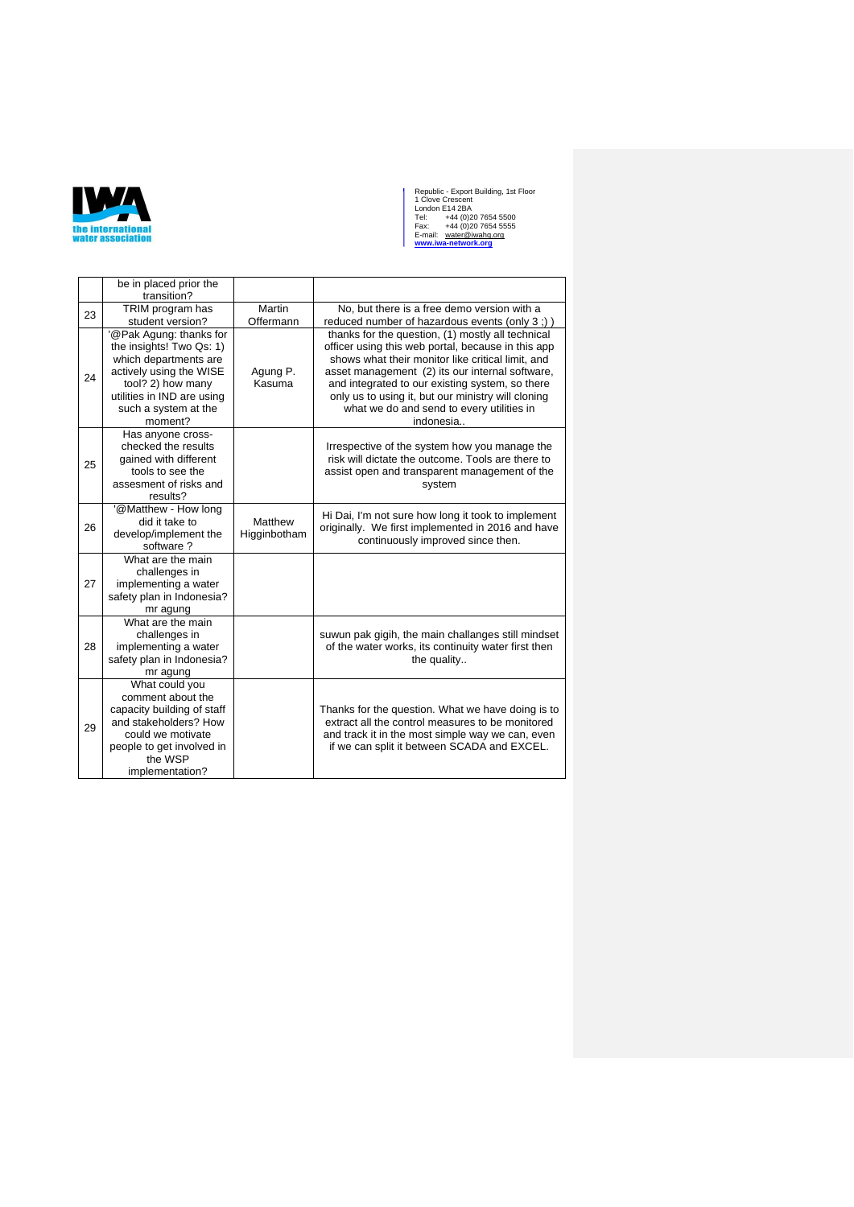| | | | |
|---|---|---|---|
| | be in placed prior the transition? | | |
| 23 | TRIM program has student version? | Martin Offermann | No, but there is a free demo version with a reduced number of hazardous events (only 3 ;) ) |
| 24 | '@Pak Agung: thanks for the insights! Two Qs: 1) which departments are actively using the WISE tool? 2) how many utilities in IND are using such a system at the moment? | Agung P. Kasuma | thanks for the question, (1) mostly all technical officer using this web portal, because in this app shows what their monitor like critical limit, and asset management (2) its our internal software, and integrated to our existing system, so there only us to using it, but our ministry will cloning what we do and send to every utilities in indonesia.. |
| 25 | Has anyone cross-checked the results gained with different tools to see the assesment of risks and results? | | Irrespective of the system how you manage the risk will dictate the outcome. Tools are there to assist open and transparent management of the system |
| 26 | '@Matthew - How long did it take to develop/implement the software ? | Matthew Higginbotham | Hi Dai, I'm not sure how long it took to implement originally. We first implemented in 2016 and have continuously improved since then. |
| 27 | What are the main challenges in implementing a water safety plan in Indonesia? mr agung | | |
| 28 | What are the main challenges in implementing a water safety plan in Indonesia? mr agung | | suwun pak gigih, the main challanges still mindset of the water works, its continuity water first then the quality.. |
| 29 | What could you comment about the capacity building of staff and stakeholders? How could we motivate people to get involved in the WSP implementation? | | Thanks for the question. What we have doing is to extract all the control measures to be monitored and track it in the most simple way we can, even if we can split it between SCADA and EXCEL. |